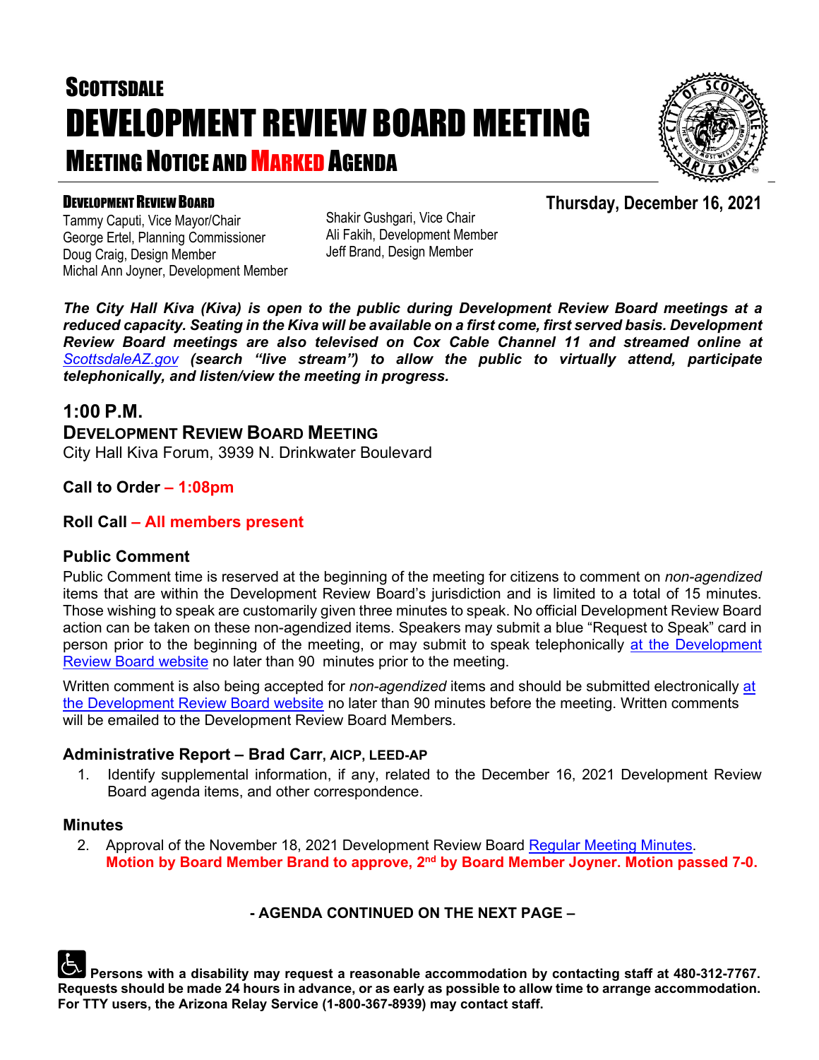# SCOTTSDALE DEVELOPMENT REVIEW BOARD MEETING

## MEETING NOTICE AND MARKED AGENDA

**DEVELOPMENT REVIEW BOARD**

Tammy Caputi, Vice Mayor/Chair
George Ertel, Planning Commissioner
Doug Craig, Design Member
Michal Ann Joyner, Development Member
Shakir Gushgari, Vice Chair
Ali Fakih, Development Member
Jeff Brand, Design Member

**Thursday, December 16, 2021**

***The City Hall Kiva (Kiva) is open to the public during Development Review Board meetings at a reduced capacity. Seating in the Kiva will be available on a first come, first served basis. Development Review Board meetings are also televised on Cox Cable Channel 11 and streamed online at [ScottsdaleAZ.gov](ScottsdaleAZ.gov) (search "live stream") to allow the public to virtually attend, participate telephonically, and listen/view the meeting in progress.***

## 1:00 P.M.

### DEVELOPMENT REVIEW BOARD MEETING

City Hall Kiva Forum, 3939 N. Drinkwater Boulevard

**Call to Order – 1:08pm**

**Roll Call – All members present**

### Public Comment

Public Comment time is reserved at the beginning of the meeting for citizens to comment on *non-agendized* items that are within the Development Review Board's jurisdiction and is limited to a total of 15 minutes. Those wishing to speak are customarily given three minutes to speak. No official Development Review Board action can be taken on these non-agendized items. Speakers may submit a blue "Request to Speak" card in person prior to the beginning of the meeting, or may submit to speak telephonically at the Development Review Board website no later than 90 minutes prior to the meeting.

Written comment is also being accepted for *non-agendized* items and should be submitted electronically at the Development Review Board website no later than 90 minutes before the meeting. Written comments will be emailed to the Development Review Board Members.

### Administrative Report – Brad Carr, AICP, LEED-AP

1. Identify supplemental information, if any, related to the December 16, 2021 Development Review Board agenda items, and other correspondence.

### Minutes

2. Approval of the November 18, 2021 Development Review Board Regular Meeting Minutes.
   **Motion by Board Member Brand to approve, 2nd by Board Member Joyner. Motion passed 7-0.**

**- AGENDA CONTINUED ON THE NEXT PAGE –**

**Persons with a disability may request a reasonable accommodation by contacting staff at 480-312-7767. Requests should be made 24 hours in advance, or as early as possible to allow time to arrange accommodation. For TTY users, the Arizona Relay Service (1-800-367-8939) may contact staff.**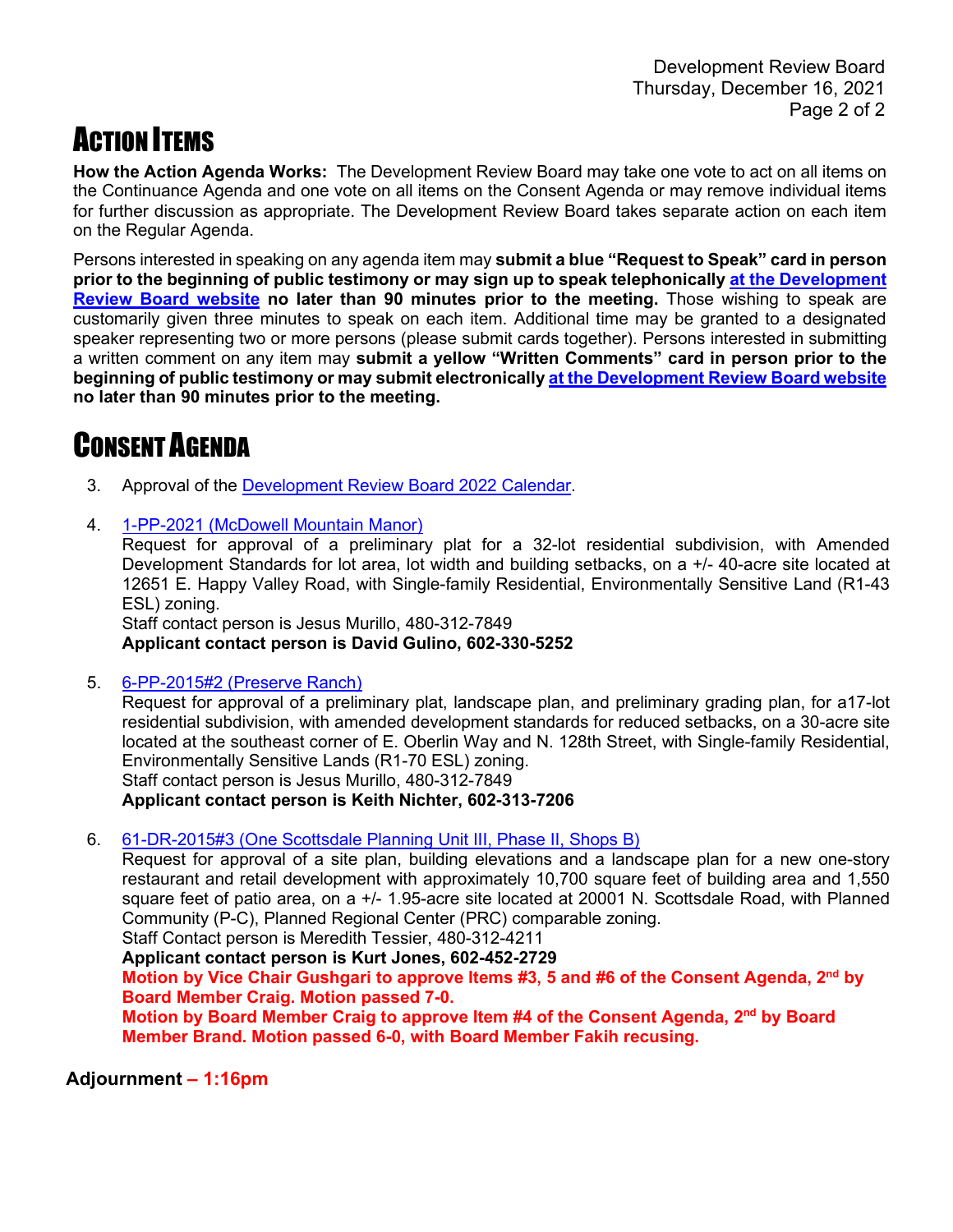# ACTION ITEMS

**How the Action Agenda Works:** The Development Review Board may take one vote to act on all items on the Continuance Agenda and one vote on all items on the Consent Agenda or may remove individual items for further discussion as appropriate. The Development Review Board takes separate action on each item on the Regular Agenda.

Persons interested in speaking on any agenda item may **submit a blue "Request to Speak" card in person prior to the beginning of public testimony or may sign up to speak telephonically at the Development Review Board website no later than 90 minutes prior to the meeting.** Those wishing to speak are customarily given three minutes to speak on each item. Additional time may be granted to a designated speaker representing two or more persons (please submit cards together). Persons interested in submitting a written comment on any item may **submit a yellow "Written Comments" card in person prior to the beginning of public testimony or may submit electronically at the Development Review Board website no later than 90 minutes prior to the meeting.**

# CONSENT AGENDA

3. Approval of the Development Review Board 2022 Calendar.

4. 1-PP-2021 (McDowell Mountain Manor)
   Request for approval of a preliminary plat for a 32-lot residential subdivision, with Amended Development Standards for lot area, lot width and building setbacks, on a +/- 40-acre site located at 12651 E. Happy Valley Road, with Single-family Residential, Environmentally Sensitive Land (R1-43 ESL) zoning.
   Staff contact person is Jesus Murillo, 480-312-7849
   **Applicant contact person is David Gulino, 602-330-5252**

5. 6-PP-2015#2 (Preserve Ranch)
   Request for approval of a preliminary plat, landscape plan, and preliminary grading plan, for a17-lot residential subdivision, with amended development standards for reduced setbacks, on a 30-acre site located at the southeast corner of E. Oberlin Way and N. 128th Street, with Single-family Residential, Environmentally Sensitive Lands (R1-70 ESL) zoning.
   Staff contact person is Jesus Murillo, 480-312-7849
   **Applicant contact person is Keith Nichter, 602-313-7206**

6. 61-DR-2015#3 (One Scottsdale Planning Unit III, Phase II, Shops B)
   Request for approval of a site plan, building elevations and a landscape plan for a new one-story restaurant and retail development with approximately 10,700 square feet of building area and 1,550 square feet of patio area, on a +/- 1.95-acre site located at 20001 N. Scottsdale Road, with Planned Community (P-C), Planned Regional Center (PRC) comparable zoning.
   Staff Contact person is Meredith Tessier, 480-312-4211
   **Applicant contact person is Kurt Jones, 602-452-2729**
   **Motion by Vice Chair Gushgari to approve Items #3, 5 and #6 of the Consent Agenda, 2nd by Board Member Craig. Motion passed 7-0.**
   **Motion by Board Member Craig to approve Item #4 of the Consent Agenda, 2nd by Board Member Brand. Motion passed 6-0, with Board Member Fakih recusing.**

**Adjournment – 1:16pm**